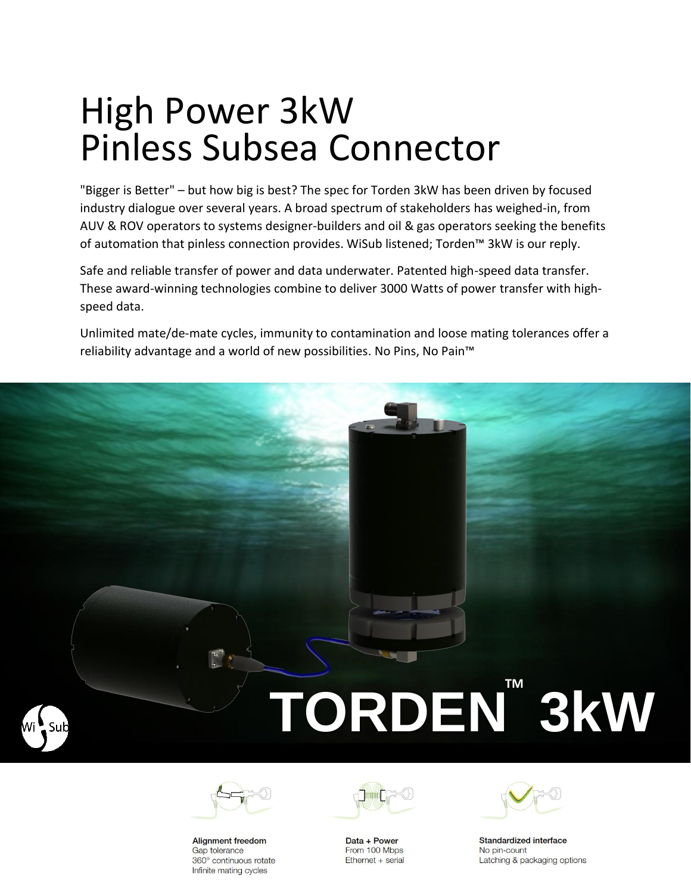# High Power 3kW Pinless Subsea Connector

"Bigger is Better" – but how big is best? The spec for Torden 3kW has been driven by focused industry dialogue over several years. A broad spectrum of stakeholders has weighed-in, from AUV & ROV operators to systems designer-builders and oil & gas operators seeking the benefits of automation that pinless connection provides. WiSub listened; Torden™ 3kW is our reply.

Safe and reliable transfer of power and data underwater. Patented high-speed data transfer. These award-winning technologies combine to deliver 3000 Watts of power transfer with high-speed data.

Unlimited mate/de-mate cycles, immunity to contamination and loose mating tolerances offer a reliability advantage and a world of new possibilities. No Pins, No Pain™

**TORDEN™ 3kW**

**Alignment freedom**
Gap tolerance
360° continuous rotate
Infinite mating cycles

**Data + Power**
From 100 Mbps
Ethernet + serial

**Standardized interface**
No pin-count
Latching & packaging options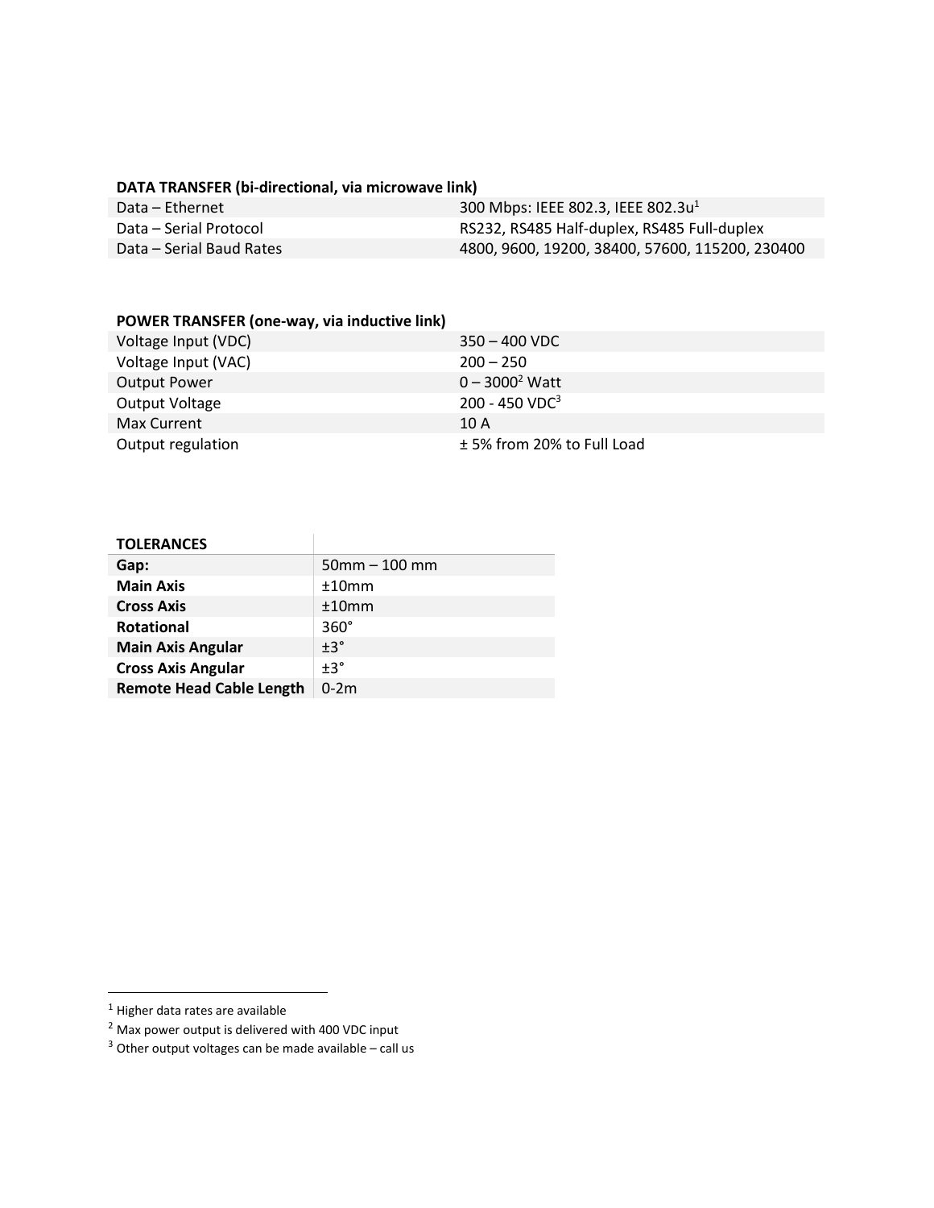**DATA TRANSFER (bi-directional, via microwave link)**

| | |
|---|---|
| Data – Ethernet | 300 Mbps: IEEE 802.3, IEEE 802.3u[1] |
| Data – Serial Protocol | RS232, RS485 Half-duplex, RS485 Full-duplex |
| Data – Serial Baud Rates | 4800, 9600, 19200, 38400, 57600, 115200, 230400 |

**POWER TRANSFER (one-way, via inductive link)**

| | |
|---|---|
| Voltage Input (VDC) | 350 – 400 VDC |
| Voltage Input (VAC) | 200 – 250 |
| Output Power | 0 – 3000[2] Watt |
| Output Voltage | 200 - 450 VDC[3] |
| Max Current | 10 A |
| Output regulation | ± 5% from 20% to Full Load |

| **TOLERANCES** | |
|---|---|
| **Gap:** | 50mm – 100 mm |
| **Main Axis** | ±10mm |
| **Cross Axis** | ±10mm |
| **Rotational** | 360° |
| **Main Axis Angular** | ±3° |
| **Cross Axis Angular** | ±3° |
| **Remote Head Cable Length** | 0-2m |

[1] Higher data rates are available

[2] Max power output is delivered with 400 VDC input

[3] Other output voltages can be made available – call us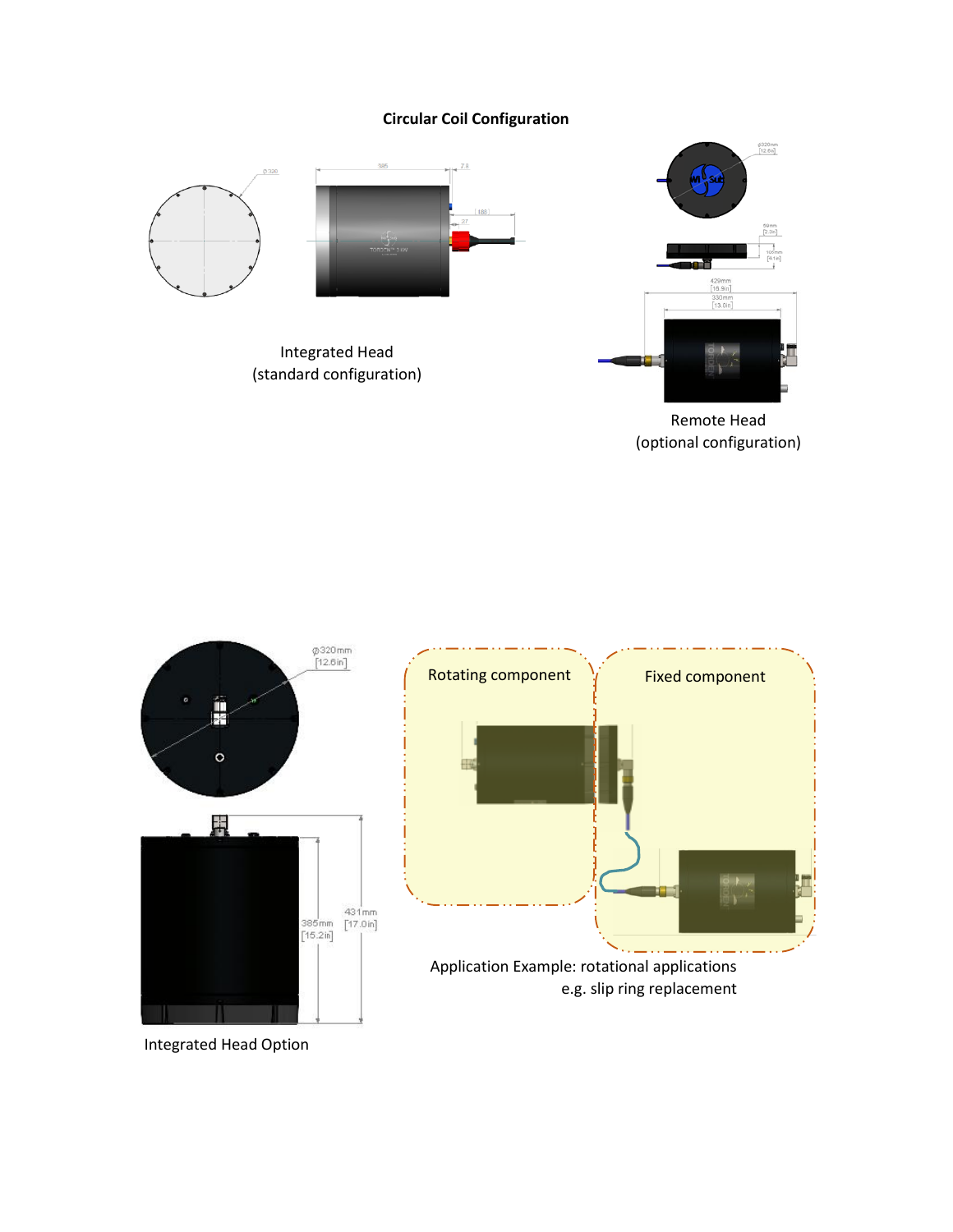## Circular Coil Configuration

Integrated Head
(standard configuration)

Remote Head
(optional configuration)

Integrated Head Option

Rotating component

Fixed component

Application Example: rotational applications
e.g. slip ring replacement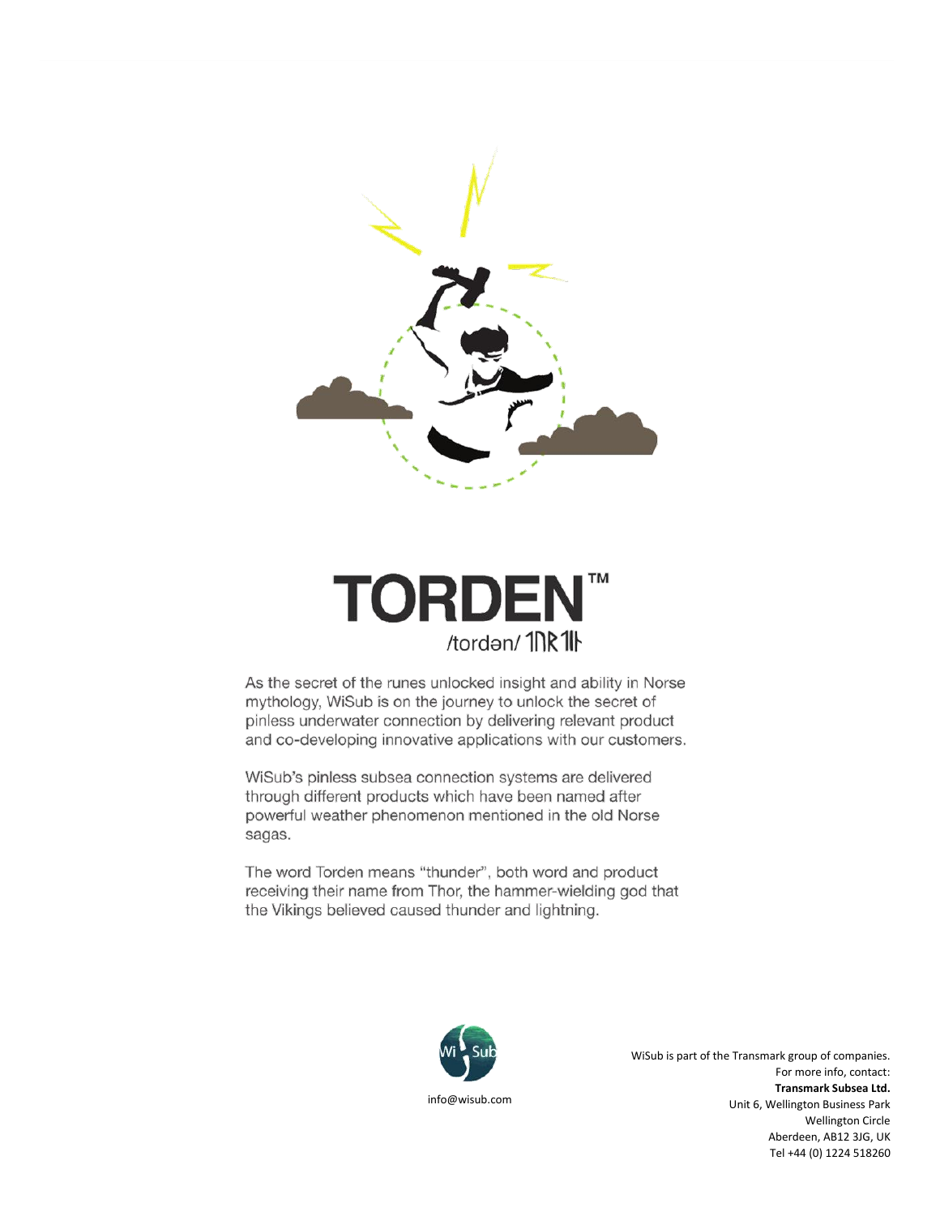# TORDEN™

/tordən/ ᛏᚢᚱᛏᛁᚾ

As the secret of the runes unlocked insight and ability in Norse mythology, WiSub is on the journey to unlock the secret of pinless underwater connection by delivering relevant product and co-developing innovative applications with our customers.

WiSub's pinless subsea connection systems are delivered through different products which have been named after powerful weather phenomenon mentioned in the old Norse sagas.

The word Torden means "thunder", both word and product receiving their name from Thor, the hammer-wielding god that the Vikings believed caused thunder and lightning.

info@wisub.com

WiSub is part of the Transmark group of companies.
For more info, contact:
**Transmark Subsea Ltd.**
Unit 6, Wellington Business Park
Wellington Circle
Aberdeen, AB12 3JG, UK
Tel +44 (0) 1224 518260